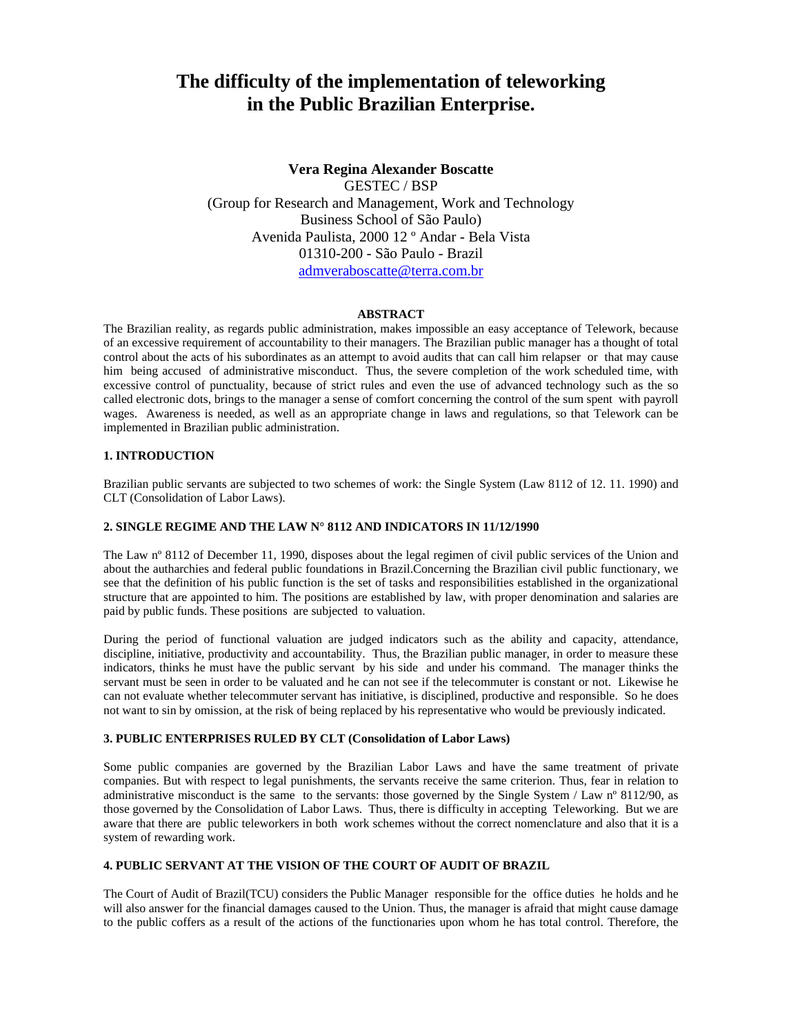# The difficulty of the implementation of teleworking in the Public Brazilian Enterprise.

**Vera Regina Alexander Boscatte**
GESTEC / BSP
(Group for Research and Management, Work and Technology
Business School of São Paulo)
Avenida Paulista, 2000 12 º Andar - Bela Vista
01310-200 - São Paulo - Brazil
admveraboscatte@terra.com.br

**ABSTRACT**

The Brazilian reality, as regards public administration, makes impossible an easy acceptance of Telework, because of an excessive requirement of accountability to their managers. The Brazilian public manager has a thought of total control about the acts of his subordinates as an attempt to avoid audits that can call him relapser or that may cause him being accused of administrative misconduct. Thus, the severe completion of the work scheduled time, with excessive control of punctuality, because of strict rules and even the use of advanced technology such as the so called electronic dots, brings to the manager a sense of comfort concerning the control of the sum spent with payroll wages. Awareness is needed, as well as an appropriate change in laws and regulations, so that Telework can be implemented in Brazilian public administration.

## 1. INTRODUCTION

Brazilian public servants are subjected to two schemes of work: the Single System (Law 8112 of 12. 11. 1990) and CLT (Consolidation of Labor Laws).

## 2. SINGLE REGIME AND THE LAW N° 8112 AND INDICATORS IN 11/12/1990

The Law nº 8112 of December 11, 1990, disposes about the legal regimen of civil public services of the Union and about the autharchies and federal public foundations in Brazil.Concerning the Brazilian civil public functionary, we see that the definition of his public function is the set of tasks and responsibilities established in the organizational structure that are appointed to him. The positions are established by law, with proper denomination and salaries are paid by public funds. These positions are subjected to valuation.

During the period of functional valuation are judged indicators such as the ability and capacity, attendance, discipline, initiative, productivity and accountability. Thus, the Brazilian public manager, in order to measure these indicators, thinks he must have the public servant by his side and under his command. The manager thinks the servant must be seen in order to be valuated and he can not see if the telecommuter is constant or not. Likewise he can not evaluate whether telecommuter servant has initiative, is disciplined, productive and responsible. So he does not want to sin by omission, at the risk of being replaced by his representative who would be previously indicated.

## 3. PUBLIC ENTERPRISES RULED BY CLT (Consolidation of Labor Laws)

Some public companies are governed by the Brazilian Labor Laws and have the same treatment of private companies. But with respect to legal punishments, the servants receive the same criterion. Thus, fear in relation to administrative misconduct is the same to the servants: those governed by the Single System / Law nº 8112/90, as those governed by the Consolidation of Labor Laws. Thus, there is difficulty in accepting Teleworking. But we are aware that there are public teleworkers in both work schemes without the correct nomenclature and also that it is a system of rewarding work.

## 4. PUBLIC SERVANT AT THE VISION OF THE COURT OF AUDIT OF BRAZIL

The Court of Audit of Brazil(TCU) considers the Public Manager responsible for the office duties he holds and he will also answer for the financial damages caused to the Union. Thus, the manager is afraid that might cause damage to the public coffers as a result of the actions of the functionaries upon whom he has total control. Therefore, the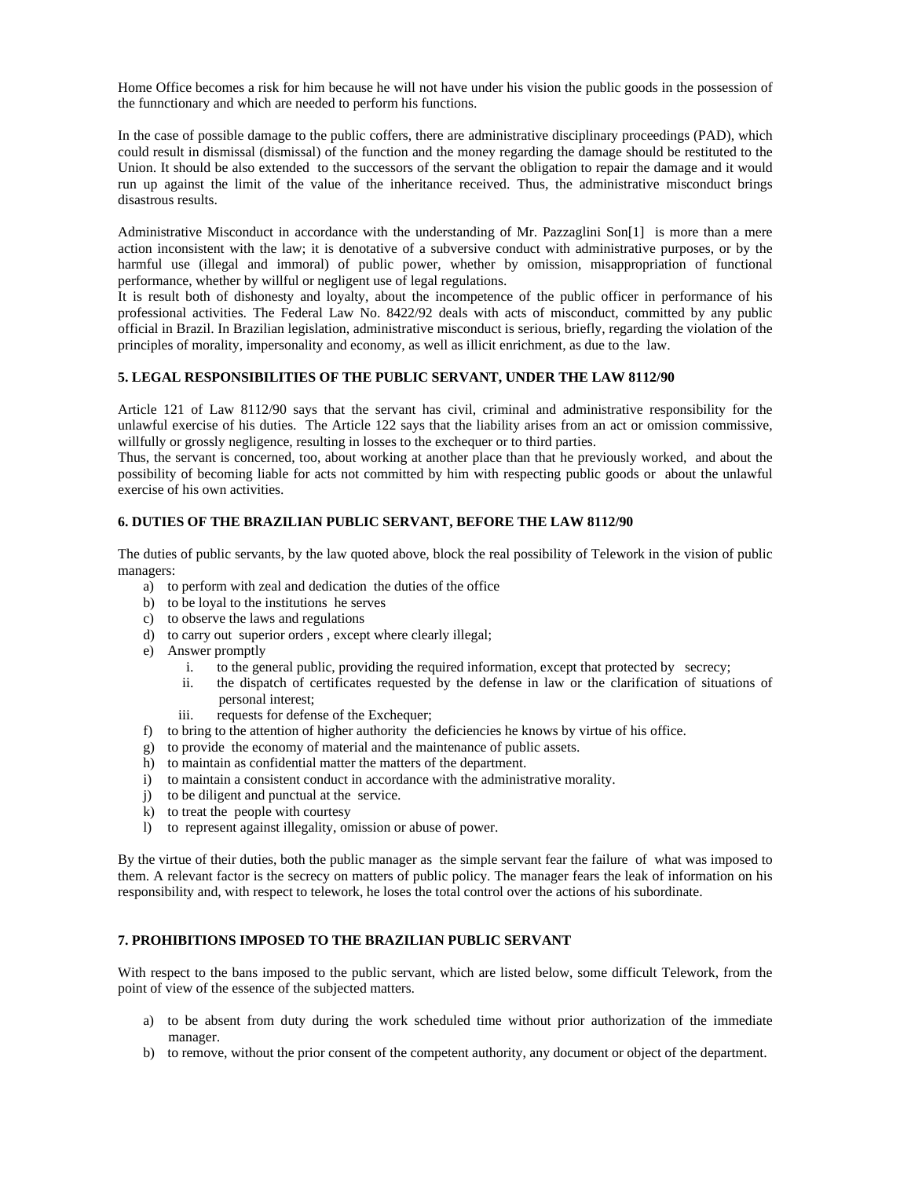Home Office becomes a risk for him because he will not have under his vision the public goods in the possession of the funnctionary and which are needed to perform his functions.

In the case of possible damage to the public coffers, there are administrative disciplinary proceedings (PAD), which could result in dismissal (dismissal) of the function and the money regarding the damage should be restituted to the Union. It should be also extended to the successors of the servant the obligation to repair the damage and it would run up against the limit of the value of the inheritance received. Thus, the administrative misconduct brings disastrous results.

Administrative Misconduct in accordance with the understanding of Mr. Pazzaglini Son[1] is more than a mere action inconsistent with the law; it is denotative of a subversive conduct with administrative purposes, or by the harmful use (illegal and immoral) of public power, whether by omission, misappropriation of functional performance, whether by willful or negligent use of legal regulations.
It is result both of dishonesty and loyalty, about the incompetence of the public officer in performance of his professional activities. The Federal Law No. 8422/92 deals with acts of misconduct, committed by any public official in Brazil. In Brazilian legislation, administrative misconduct is serious, briefly, regarding the violation of the principles of morality, impersonality and economy, as well as illicit enrichment, as due to the law.

## 5. LEGAL RESPONSIBILITIES OF THE PUBLIC SERVANT, UNDER THE LAW 8112/90

Article 121 of Law 8112/90 says that the servant has civil, criminal and administrative responsibility for the unlawful exercise of his duties. The Article 122 says that the liability arises from an act or omission commissive, willfully or grossly negligence, resulting in losses to the exchequer or to third parties.
Thus, the servant is concerned, too, about working at another place than that he previously worked, and about the possibility of becoming liable for acts not committed by him with respecting public goods or about the unlawful exercise of his own activities.

## 6. DUTIES OF THE BRAZILIAN PUBLIC SERVANT, BEFORE THE LAW 8112/90

The duties of public servants, by the law quoted above, block the real possibility of Telework in the vision of public managers:

a) to perform with zeal and dedication the duties of the office
b) to be loyal to the institutions he serves
c) to observe the laws and regulations
d) to carry out superior orders , except where clearly illegal;
e) Answer promptly
    i. to the general public, providing the required information, except that protected by secrecy;
    ii. the dispatch of certificates requested by the defense in law or the clarification of situations of personal interest;
    iii. requests for defense of the Exchequer;
f) to bring to the attention of higher authority the deficiencies he knows by virtue of his office.
g) to provide the economy of material and the maintenance of public assets.
h) to maintain as confidential matter the matters of the department.
i) to maintain a consistent conduct in accordance with the administrative morality.
j) to be diligent and punctual at the service.
k) to treat the people with courtesy
l) to represent against illegality, omission or abuse of power.

By the virtue of their duties, both the public manager as the simple servant fear the failure of what was imposed to them. A relevant factor is the secrecy on matters of public policy. The manager fears the leak of information on his responsibility and, with respect to telework, he loses the total control over the actions of his subordinate.

## 7. PROHIBITIONS IMPOSED TO THE BRAZILIAN PUBLIC SERVANT

With respect to the bans imposed to the public servant, which are listed below, some difficult Telework, from the point of view of the essence of the subjected matters.

a) to be absent from duty during the work scheduled time without prior authorization of the immediate manager.
b) to remove, without the prior consent of the competent authority, any document or object of the department.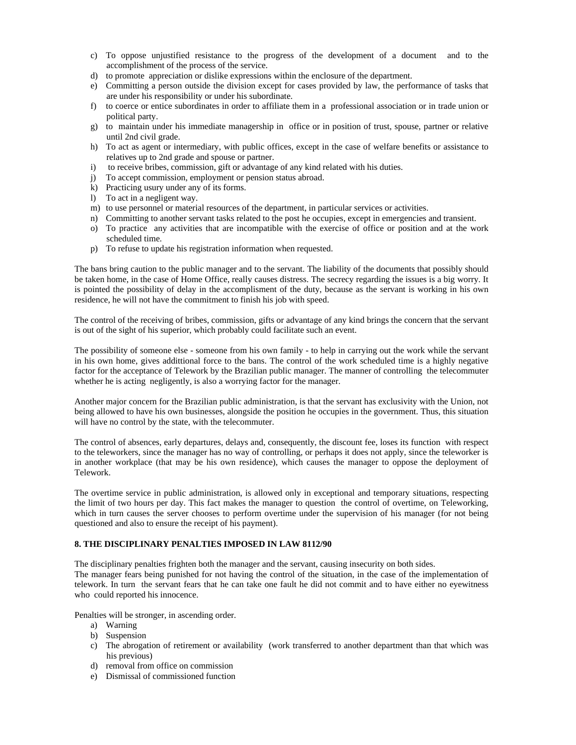c) To oppose unjustified resistance to the progress of the development of a document and to the accomplishment of the process of the service.
d) to promote appreciation or dislike expressions within the enclosure of the department.
e) Committing a person outside the division except for cases provided by law, the performance of tasks that are under his responsibility or under his subordinate.
f) to coerce or entice subordinates in order to affiliate them in a professional association or in trade union or political party.
g) to maintain under his immediate managership in office or in position of trust, spouse, partner or relative until 2nd civil grade.
h) To act as agent or intermediary, with public offices, except in the case of welfare benefits or assistance to relatives up to 2nd grade and spouse or partner.
i) to receive bribes, commission, gift or advantage of any kind related with his duties.
j) To accept commission, employment or pension status abroad.
k) Practicing usury under any of its forms.
l) To act in a negligent way.
m) to use personnel or material resources of the department, in particular services or activities.
n) Committing to another servant tasks related to the post he occupies, except in emergencies and transient.
o) To practice any activities that are incompatible with the exercise of office or position and at the work scheduled time.
p) To refuse to update his registration information when requested.

The bans bring caution to the public manager and to the servant. The liability of the documents that possibly should be taken home, in the case of Home Office, really causes distress. The secrecy regarding the issues is a big worry. It is pointed the possibility of delay in the accomplishment of the duty, because as the servant is working in his own residence, he will not have the commitment to finish his job with speed.

The control of the receiving of bribes, commission, gifts or advantage of any kind brings the concern that the servant is out of the sight of his superior, which probably could facilitate such an event.

The possibility of someone else - someone from his own family - to help in carrying out the work while the servant in his own home, gives addittional force to the bans. The control of the work scheduled time is a highly negative factor for the acceptance of Telework by the Brazilian public manager. The manner of controlling the telecommuter whether he is acting negligently, is also a worrying factor for the manager.

Another major concern for the Brazilian public administration, is that the servant has exclusivity with the Union, not being allowed to have his own businesses, alongside the position he occupies in the government. Thus, this situation will have no control by the state, with the telecommuter.

The control of absences, early departures, delays and, consequently, the discount fee, loses its function with respect to the teleworkers, since the manager has no way of controlling, or perhaps it does not apply, since the teleworker is in another workplace (that may be his own residence), which causes the manager to oppose the deployment of Telework.

The overtime service in public administration, is allowed only in exceptional and temporary situations, respecting the limit of two hours per day. This fact makes the manager to question the control of overtime, on Teleworking, which in turn causes the server chooses to perform overtime under the supervision of his manager (for not being questioned and also to ensure the receipt of his payment).

## 8. THE DISCIPLINARY PENALTIES IMPOSED IN LAW 8112/90

The disciplinary penalties frighten both the manager and the servant, causing insecurity on both sides.
The manager fears being punished for not having the control of the situation, in the case of the implementation of telework. In turn the servant fears that he can take one fault he did not commit and to have either no eyewitness who could reported his innocence.

Penalties will be stronger, in ascending order.

a) Warning
b) Suspension
c) The abrogation of retirement or availability (work transferred to another department than that which was his previous)
d) removal from office on commission
e) Dismissal of commissioned function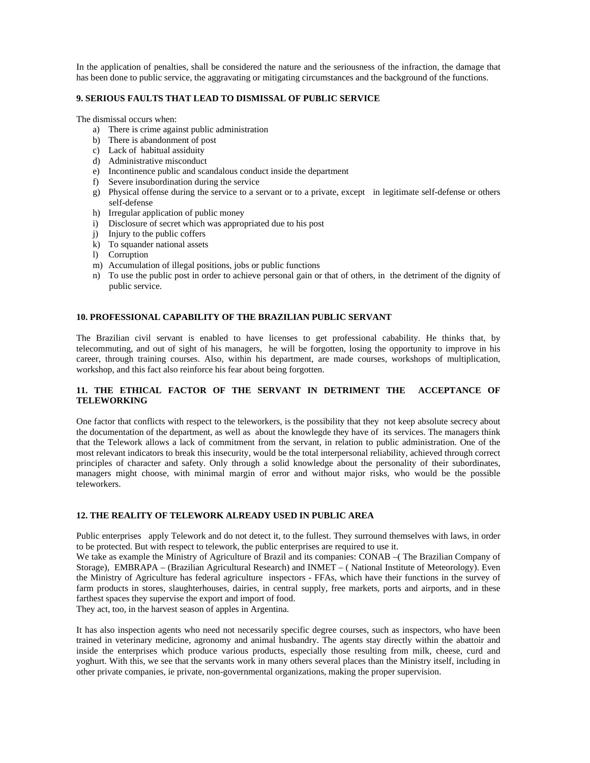In the application of penalties, shall be considered the nature and the seriousness of the infraction, the damage that has been done to public service, the aggravating or mitigating circumstances and the background of the functions.

## 9. SERIOUS FAULTS THAT LEAD TO DISMISSAL OF PUBLIC SERVICE

The dismissal occurs when:

a) There is crime against public administration
b) There is abandonment of post
c) Lack of habitual assiduity
d) Administrative misconduct
e) Incontinence public and scandalous conduct inside the department
f) Severe insubordination during the service
g) Physical offense during the service to a servant or to a private, except in legitimate self-defense or others self-defense
h) Irregular application of public money
i) Disclosure of secret which was appropriated due to his post
j) Injury to the public coffers
k) To squander national assets
l) Corruption
m) Accumulation of illegal positions, jobs or public functions
n) To use the public post in order to achieve personal gain or that of others, in the detriment of the dignity of public service.

## 10. PROFESSIONAL CAPABILITY OF THE BRAZILIAN PUBLIC SERVANT

The Brazilian civil servant is enabled to have licenses to get professional cabability. He thinks that, by telecommuting, and out of sight of his managers, he will be forgotten, losing the opportunity to improve in his career, through training courses. Also, within his department, are made courses, workshops of multiplication, workshop, and this fact also reinforce his fear about being forgotten.

## 11. THE ETHICAL FACTOR OF THE SERVANT IN DETRIMENT THE ACCEPTANCE OF TELEWORKING

One factor that conflicts with respect to the teleworkers, is the possibility that they not keep absolute secrecy about the documentation of the department, as well as about the knowlegde they have of its services. The managers think that the Telework allows a lack of commitment from the servant, in relation to public administration. One of the most relevant indicators to break this insecurity, would be the total interpersonal reliability, achieved through correct principles of character and safety. Only through a solid knowledge about the personality of their subordinates, managers might choose, with minimal margin of error and without major risks, who would be the possible teleworkers.

## 12. THE REALITY OF TELEWORK ALREADY USED IN PUBLIC AREA

Public enterprises apply Telework and do not detect it, to the fullest. They surround themselves with laws, in order to be protected. But with respect to telework, the public enterprises are required to use it.

We take as example the Ministry of Agriculture of Brazil and its companies: CONAB –( The Brazilian Company of Storage), EMBRAPA – (Brazilian Agricultural Research) and INMET – ( National Institute of Meteorology). Even the Ministry of Agriculture has federal agriculture inspectors - FFAs, which have their functions in the survey of farm products in stores, slaughterhouses, dairies, in central supply, free markets, ports and airports, and in these farthest spaces they supervise the export and import of food.

They act, too, in the harvest season of apples in Argentina.

It has also inspection agents who need not necessarily specific degree courses, such as inspectors, who have been trained in veterinary medicine, agronomy and animal husbandry. The agents stay directly within the abattoir and inside the enterprises which produce various products, especially those resulting from milk, cheese, curd and yoghurt. With this, we see that the servants work in many others several places than the Ministry itself, including in other private companies, ie private, non-governmental organizations, making the proper supervision.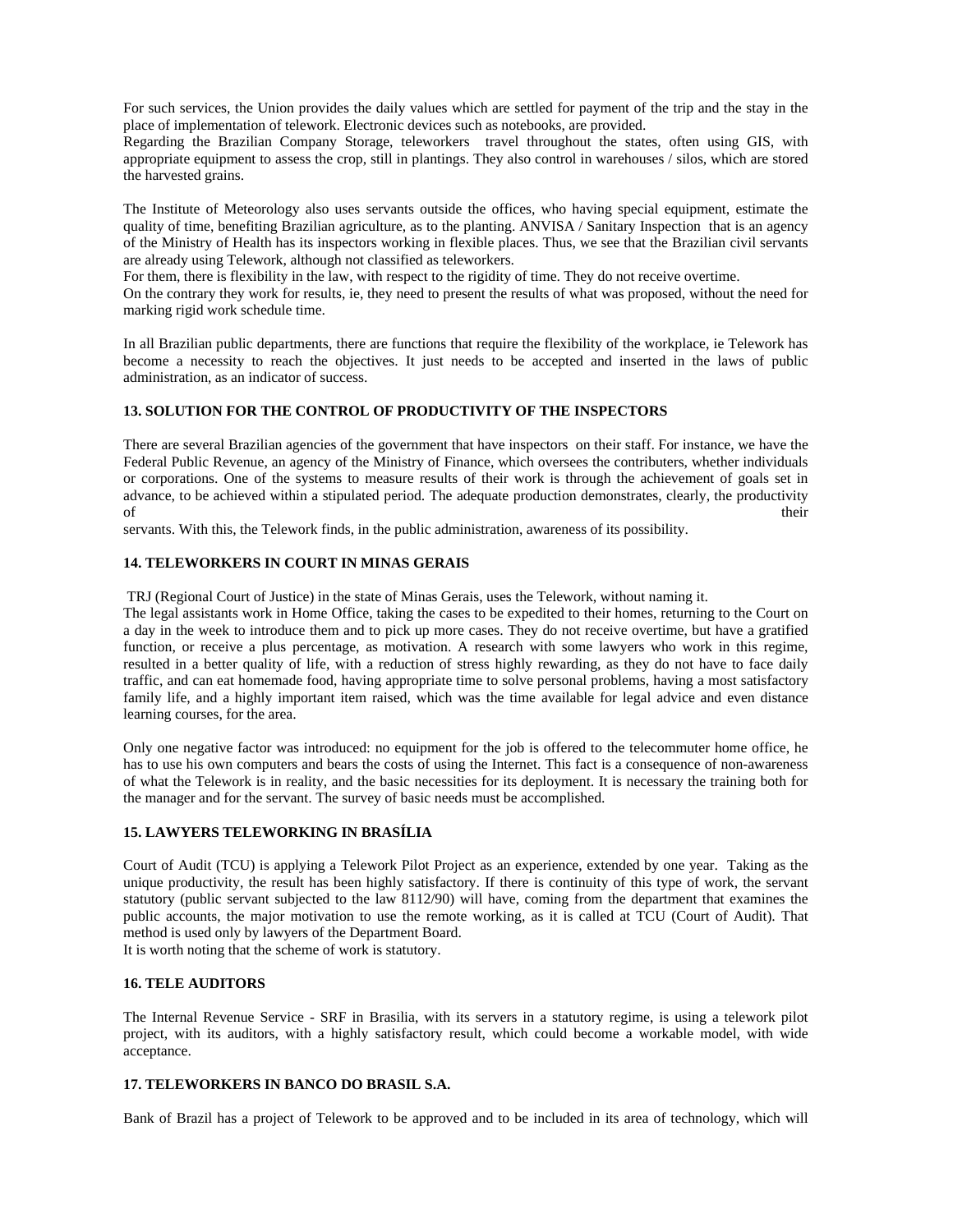For such services, the Union provides the daily values which are settled for payment of the trip and the stay in the place of implementation of telework. Electronic devices such as notebooks, are provided.
Regarding the Brazilian Company Storage, teleworkers travel throughout the states, often using GIS, with appropriate equipment to assess the crop, still in plantings. They also control in warehouses / silos, which are stored the harvested grains.

The Institute of Meteorology also uses servants outside the offices, who having special equipment, estimate the quality of time, benefiting Brazilian agriculture, as to the planting. ANVISA / Sanitary Inspection that is an agency of the Ministry of Health has its inspectors working in flexible places. Thus, we see that the Brazilian civil servants are already using Telework, although not classified as teleworkers.
For them, there is flexibility in the law, with respect to the rigidity of time. They do not receive overtime.
On the contrary they work for results, ie, they need to present the results of what was proposed, without the need for marking rigid work schedule time.

In all Brazilian public departments, there are functions that require the flexibility of the workplace, ie Telework has become a necessity to reach the objectives. It just needs to be accepted and inserted in the laws of public administration, as an indicator of success.

**13. SOLUTION FOR THE CONTROL OF PRODUCTIVITY OF THE INSPECTORS**

There are several Brazilian agencies of the government that have inspectors on their staff. For instance, we have the Federal Public Revenue, an agency of the Ministry of Finance, which oversees the contributers, whether individuals or corporations. One of the systems to measure results of their work is through the achievement of goals set in advance, to be achieved within a stipulated period. The adequate production demonstrates, clearly, the productivity of their servants. With this, the Telework finds, in the public administration, awareness of its possibility.

**14. TELEWORKERS IN COURT IN MINAS GERAIS**

TRJ (Regional Court of Justice) in the state of Minas Gerais, uses the Telework, without naming it.
The legal assistants work in Home Office, taking the cases to be expedited to their homes, returning to the Court on a day in the week to introduce them and to pick up more cases. They do not receive overtime, but have a gratified function, or receive a plus percentage, as motivation. A research with some lawyers who work in this regime, resulted in a better quality of life, with a reduction of stress highly rewarding, as they do not have to face daily traffic, and can eat homemade food, having appropriate time to solve personal problems, having a most satisfactory family life, and a highly important item raised, which was the time available for legal advice and even distance learning courses, for the area.

Only one negative factor was introduced: no equipment for the job is offered to the telecommuter home office, he has to use his own computers and bears the costs of using the Internet. This fact is a consequence of non-awareness of what the Telework is in reality, and the basic necessities for its deployment. It is necessary the training both for the manager and for the servant. The survey of basic needs must be accomplished.

**15. LAWYERS TELEWORKING IN BRASÍLIA**

Court of Audit (TCU) is applying a Telework Pilot Project as an experience, extended by one year. Taking as the unique productivity, the result has been highly satisfactory. If there is continuity of this type of work, the servant statutory (public servant subjected to the law 8112/90) will have, coming from the department that examines the public accounts, the major motivation to use the remote working, as it is called at TCU (Court of Audit). That method is used only by lawyers of the Department Board.
It is worth noting that the scheme of work is statutory.

**16. TELE AUDITORS**

The Internal Revenue Service - SRF in Brasilia, with its servers in a statutory regime, is using a telework pilot project, with its auditors, with a highly satisfactory result, which could become a workable model, with wide acceptance.

**17. TELEWORKERS IN BANCO DO BRASIL S.A.**

Bank of Brazil has a project of Telework to be approved and to be included in its area of technology, which will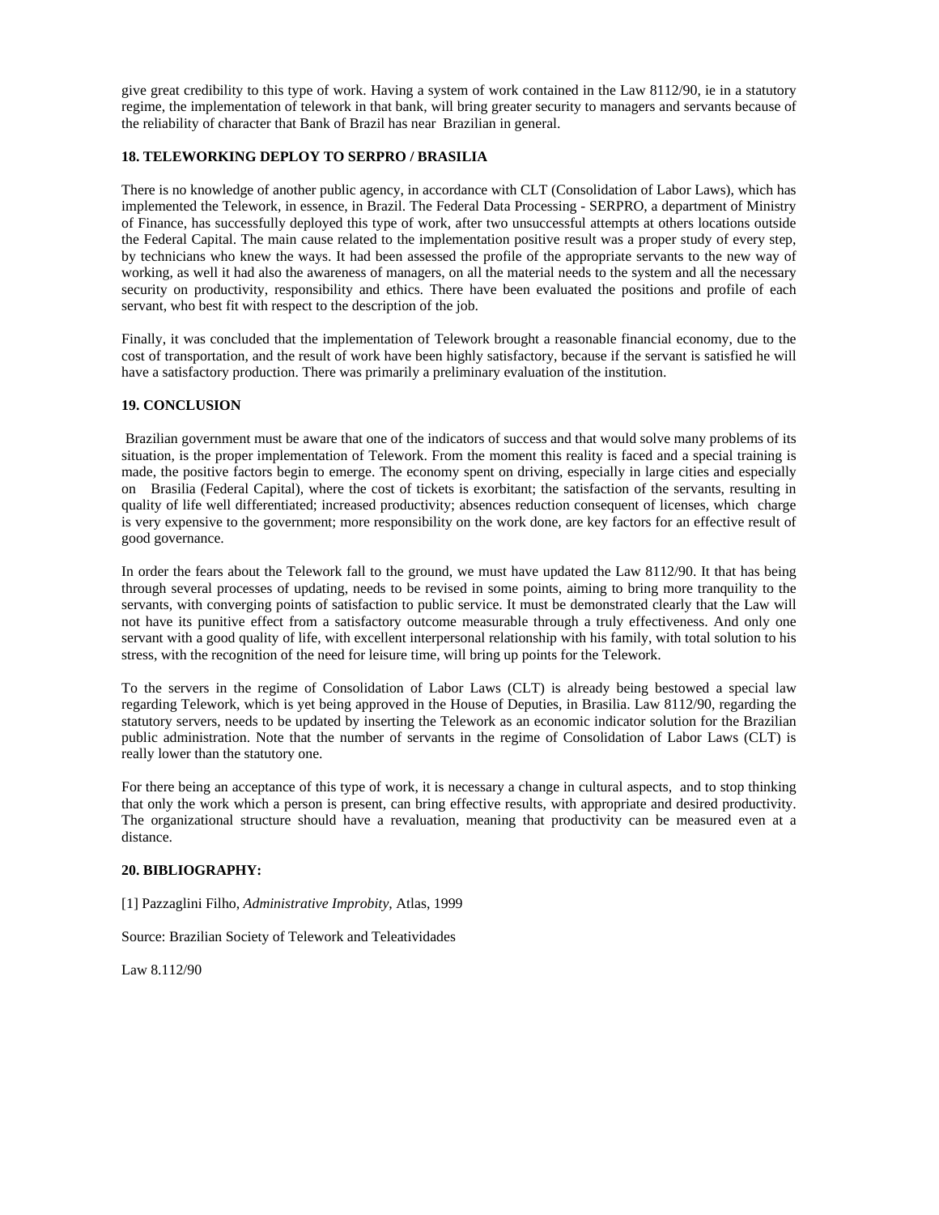give great credibility to this type of work. Having a system of work contained in the Law 8112/90, ie in a statutory regime, the implementation of telework in that bank, will bring greater security to managers and servants because of the reliability of character that Bank of Brazil has near Brazilian in general.

## 18. TELEWORKING DEPLOY TO SERPRO / BRASILIA

There is no knowledge of another public agency, in accordance with CLT (Consolidation of Labor Laws), which has implemented the Telework, in essence, in Brazil. The Federal Data Processing - SERPRO, a department of Ministry of Finance, has successfully deployed this type of work, after two unsuccessful attempts at others locations outside the Federal Capital. The main cause related to the implementation positive result was a proper study of every step, by technicians who knew the ways. It had been assessed the profile of the appropriate servants to the new way of working, as well it had also the awareness of managers, on all the material needs to the system and all the necessary security on productivity, responsibility and ethics. There have been evaluated the positions and profile of each servant, who best fit with respect to the description of the job.

Finally, it was concluded that the implementation of Telework brought a reasonable financial economy, due to the cost of transportation, and the result of work have been highly satisfactory, because if the servant is satisfied he will have a satisfactory production. There was primarily a preliminary evaluation of the institution.

## 19. CONCLUSION

Brazilian government must be aware that one of the indicators of success and that would solve many problems of its situation, is the proper implementation of Telework. From the moment this reality is faced and a special training is made, the positive factors begin to emerge. The economy spent on driving, especially in large cities and especially on Brasilia (Federal Capital), where the cost of tickets is exorbitant; the satisfaction of the servants, resulting in quality of life well differentiated; increased productivity; absences reduction consequent of licenses, which charge is very expensive to the government; more responsibility on the work done, are key factors for an effective result of good governance.

In order the fears about the Telework fall to the ground, we must have updated the Law 8112/90. It that has being through several processes of updating, needs to be revised in some points, aiming to bring more tranquility to the servants, with converging points of satisfaction to public service. It must be demonstrated clearly that the Law will not have its punitive effect from a satisfactory outcome measurable through a truly effectiveness. And only one servant with a good quality of life, with excellent interpersonal relationship with his family, with total solution to his stress, with the recognition of the need for leisure time, will bring up points for the Telework.

To the servers in the regime of Consolidation of Labor Laws (CLT) is already being bestowed a special law regarding Telework, which is yet being approved in the House of Deputies, in Brasilia. Law 8112/90, regarding the statutory servers, needs to be updated by inserting the Telework as an economic indicator solution for the Brazilian public administration. Note that the number of servants in the regime of Consolidation of Labor Laws (CLT) is really lower than the statutory one.

For there being an acceptance of this type of work, it is necessary a change in cultural aspects, and to stop thinking that only the work which a person is present, can bring effective results, with appropriate and desired productivity. The organizational structure should have a revaluation, meaning that productivity can be measured even at a distance.

## 20. BIBLIOGRAPHY:

[1] Pazzaglini Filho, *Administrative Improbity*, Atlas, 1999

Source: Brazilian Society of Telework and Teleatividades

Law 8.112/90